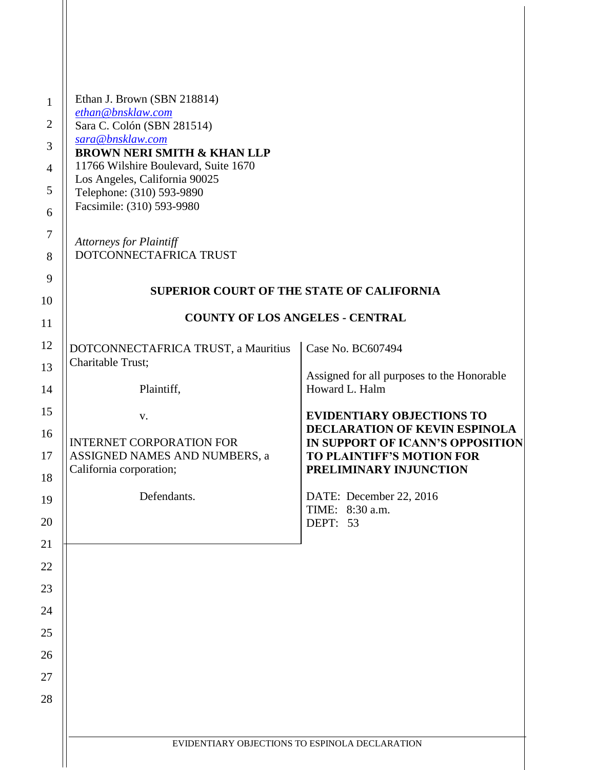Ethan J. Brown (SBN 218814)
ethan@bnsklaw.com
Sara C. Colón (SBN 281514)
sara@bnsklaw.com
**BROWN NERI SMITH & KHAN LLP**
11766 Wilshire Boulevard, Suite 1670
Los Angeles, California 90025
Telephone: (310) 593-9890
Facsimile: (310) 593-9980

*Attorneys for Plaintiff*
DOTCONNECTAFRICA TRUST

**SUPERIOR COURT OF THE STATE OF CALIFORNIA**

**COUNTY OF LOS ANGELES - CENTRAL**

| | |
|---|---|
| DOTCONNECTAFRICA TRUST, a Mauritius Charitable Trust;<br><br>Plaintiff,<br><br>v.<br><br>INTERNET CORPORATION FOR ASSIGNED NAMES AND NUMBERS, a California corporation;<br><br>Defendants. | Case No. BC607494<br><br>Assigned for all purposes to the Honorable Howard L. Halm<br><br>**EVIDENTIARY OBJECTIONS TO DECLARATION OF KEVIN ESPINOLA IN SUPPORT OF ICANN'S OPPOSITION TO PLAINTIFF'S MOTION FOR PRELIMINARY INJUNCTION**<br><br>DATE: December 22, 2016<br>TIME: 8:30 a.m.<br>DEPT: 53 |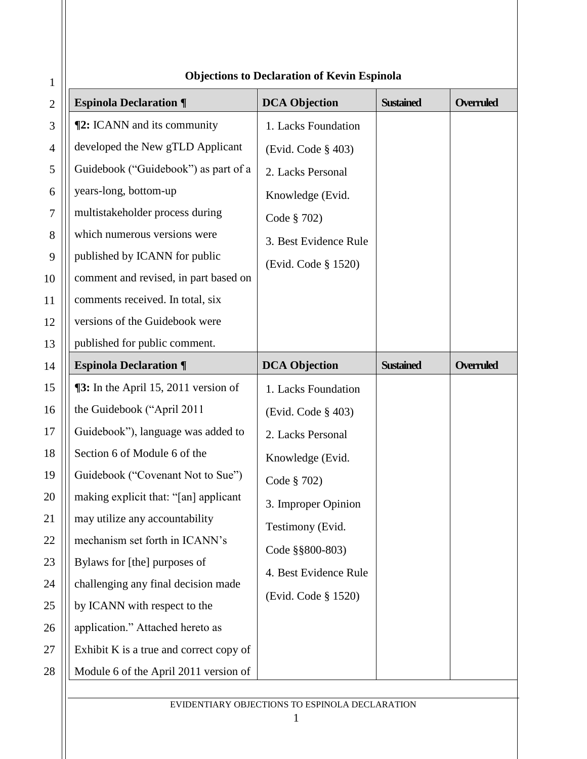**Objections to Declaration of Kevin Espinola**

| Espinola Declaration ¶ | DCA Objection | Sustained | Overruled |
|---|---|---|---|
| **¶2:** ICANN and its community developed the New gTLD Applicant Guidebook ("Guidebook") as part of a years-long, bottom-up multistakeholder process during which numerous versions were published by ICANN for public comment and revised, in part based on comments received. In total, six versions of the Guidebook were published for public comment. | 1. Lacks Foundation (Evid. Code § 403)<br>2. Lacks Personal Knowledge (Evid. Code § 702)<br>3. Best Evidence Rule (Evid. Code § 1520) | | |

| Espinola Declaration ¶ | DCA Objection | Sustained | Overruled |
|---|---|---|---|
| **¶3:** In the April 15, 2011 version of the Guidebook ("April 2011 Guidebook"), language was added to Section 6 of Module 6 of the Guidebook ("Covenant Not to Sue") making explicit that: "[an] applicant may utilize any accountability mechanism set forth in ICANN's Bylaws for [the] purposes of challenging any final decision made by ICANN with respect to the application." Attached hereto as Exhibit K is a true and correct copy of Module 6 of the April 2011 version of | 1. Lacks Foundation (Evid. Code § 403)<br>2. Lacks Personal Knowledge (Evid. Code § 702)<br>3. Improper Opinion Testimony (Evid. Code §§800-803)<br>4. Best Evidence Rule (Evid. Code § 1520) | | |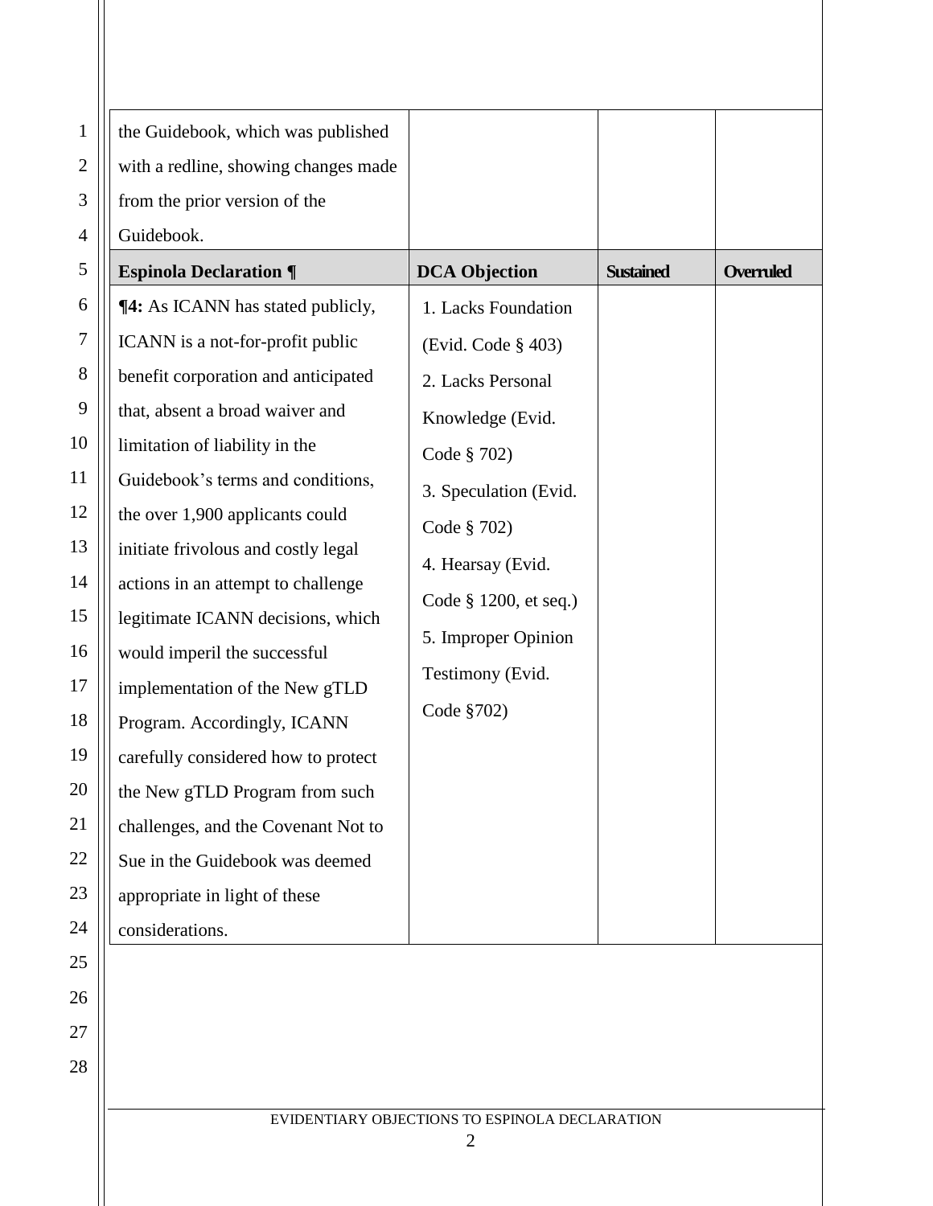| | | | |
|---|---|---|---|
| the Guidebook, which was published with a redline, showing changes made from the prior version of the Guidebook. | | | |

| Espinola Declaration ¶ | DCA Objection | Sustained | Overruled |
|---|---|---|---|
| **¶4:** As ICANN has stated publicly, ICANN is a not-for-profit public benefit corporation and anticipated that, absent a broad waiver and limitation of liability in the Guidebook's terms and conditions, the over 1,900 applicants could initiate frivolous and costly legal actions in an attempt to challenge legitimate ICANN decisions, which would imperil the successful implementation of the New gTLD Program. Accordingly, ICANN carefully considered how to protect the New gTLD Program from such challenges, and the Covenant Not to Sue in the Guidebook was deemed appropriate in light of these considerations. | 1. Lacks Foundation (Evid. Code § 403)<br>2. Lacks Personal Knowledge (Evid. Code § 702)<br>3. Speculation (Evid. Code § 702)<br>4. Hearsay (Evid. Code § 1200, et seq.)<br>5. Improper Opinion Testimony (Evid. Code §702) | | |

EVIDENTIARY OBJECTIONS TO ESPINOLA DECLARATION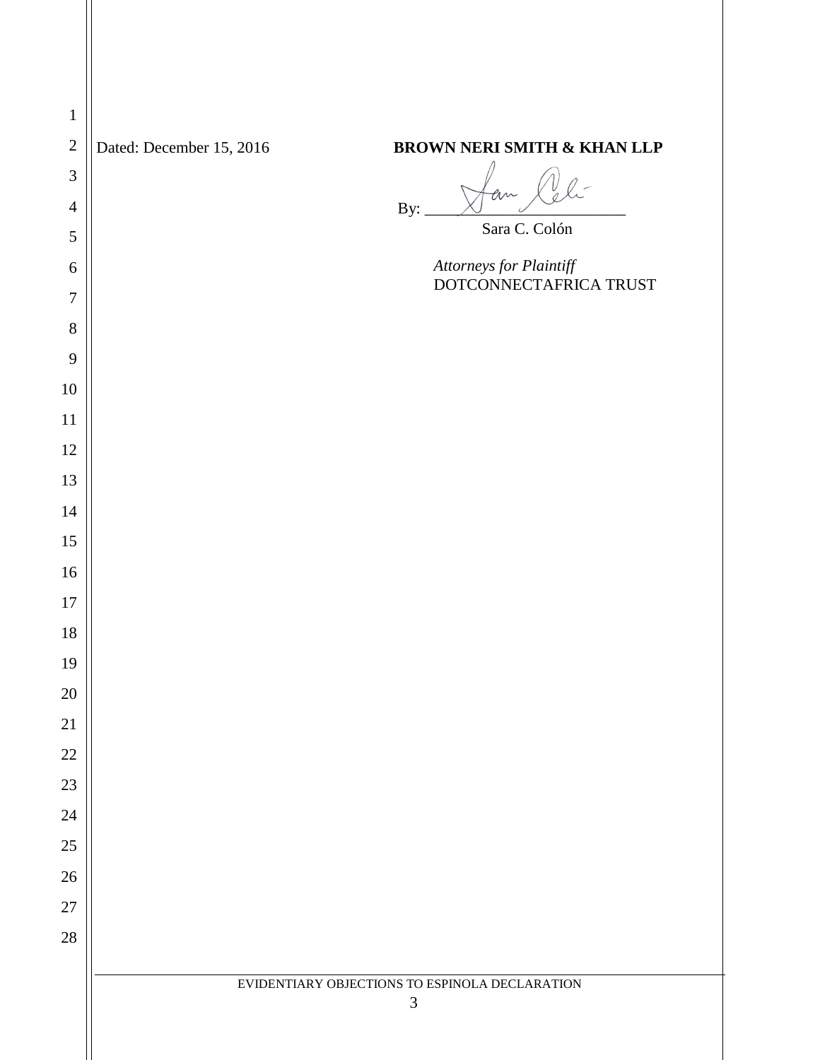Dated: December 15, 2016

**BROWN NERI SMITH & KHAN LLP**

By: ________________________
Sara C. Colón

*Attorneys for Plaintiff*
DOTCONNECTAFRICA TRUST